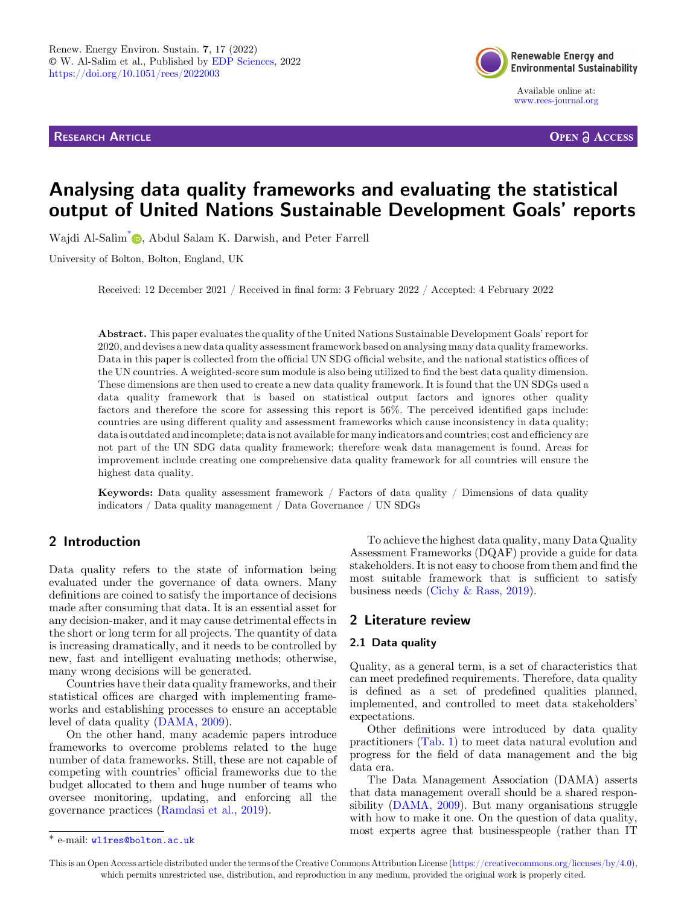Research Article

Open Access

# Analysing data quality frameworks and evaluating the statistical output of United Nations Sustainable Development Goals' reports

Wajdi Al-Salim[*], Abdul Salam K. Darwish, and Peter Farrell

University of Bolton, Bolton, England, UK

Received: 12 December 2021 / Received in final form: 3 February 2022 / Accepted: 4 February 2022

**Abstract.** This paper evaluates the quality of the United Nations Sustainable Development Goals' report for 2020, and devises a new data quality assessment framework based on analysing many data quality frameworks. Data in this paper is collected from the official UN SDG official website, and the national statistics offices of the UN countries. A weighted-score sum module is also being utilized to find the best data quality dimension. These dimensions are then used to create a new data quality framework. It is found that the UN SDGs used a data quality framework that is based on statistical output factors and ignores other quality factors and therefore the score for assessing this report is 56%. The perceived identified gaps include: countries are using different quality and assessment frameworks which cause inconsistency in data quality; data is outdated and incomplete; data is not available for many indicators and countries; cost and efficiency are not part of the UN SDG data quality framework; therefore weak data management is found. Areas for improvement include creating one comprehensive data quality framework for all countries will ensure the highest data quality.

**Keywords:** Data quality assessment framework / Factors of data quality / Dimensions of data quality indicators / Data quality management / Data Governance / UN SDGs

## 2 Introduction

Data quality refers to the state of information being evaluated under the governance of data owners. Many definitions are coined to satisfy the importance of decisions made after consuming that data. It is an essential asset for any decision-maker, and it may cause detrimental effects in the short or long term for all projects. The quantity of data is increasing dramatically, and it needs to be controlled by new, fast and intelligent evaluating methods; otherwise, many wrong decisions will be generated.

Countries have their data quality frameworks, and their statistical offices are charged with implementing frameworks and establishing processes to ensure an acceptable level of data quality (DAMA, 2009).

On the other hand, many academic papers introduce frameworks to overcome problems related to the huge number of data frameworks. Still, these are not capable of competing with countries' official frameworks due to the budget allocated to them and huge number of teams who oversee monitoring, updating, and enforcing all the governance practices (Ramdasi et al., 2019).

To achieve the highest data quality, many Data Quality Assessment Frameworks (DQAF) provide a guide for data stakeholders. It is not easy to choose from them and find the most suitable framework that is sufficient to satisfy business needs (Cichy & Rass, 2019).

## 2 Literature review

### 2.1 Data quality

Quality, as a general term, is a set of characteristics that can meet predefined requirements. Therefore, data quality is defined as a set of predefined qualities planned, implemented, and controlled to meet data stakeholders' expectations.

Other definitions were introduced by data quality practitioners (Tab. 1) to meet data natural evolution and progress for the field of data management and the big data era.

The Data Management Association (DAMA) asserts that data management overall should be a shared responsibility (DAMA, 2009). But many organisations struggle with how to make it one. On the question of data quality, most experts agree that businesspeople (rather than IT

[*] e-mail: wl1res@bolton.ac.uk

This is an Open Access article distributed under the terms of the Creative Commons Attribution License (https://creativecommons.org/licenses/by/4.0), which permits unrestricted use, distribution, and reproduction in any medium, provided the original work is properly cited.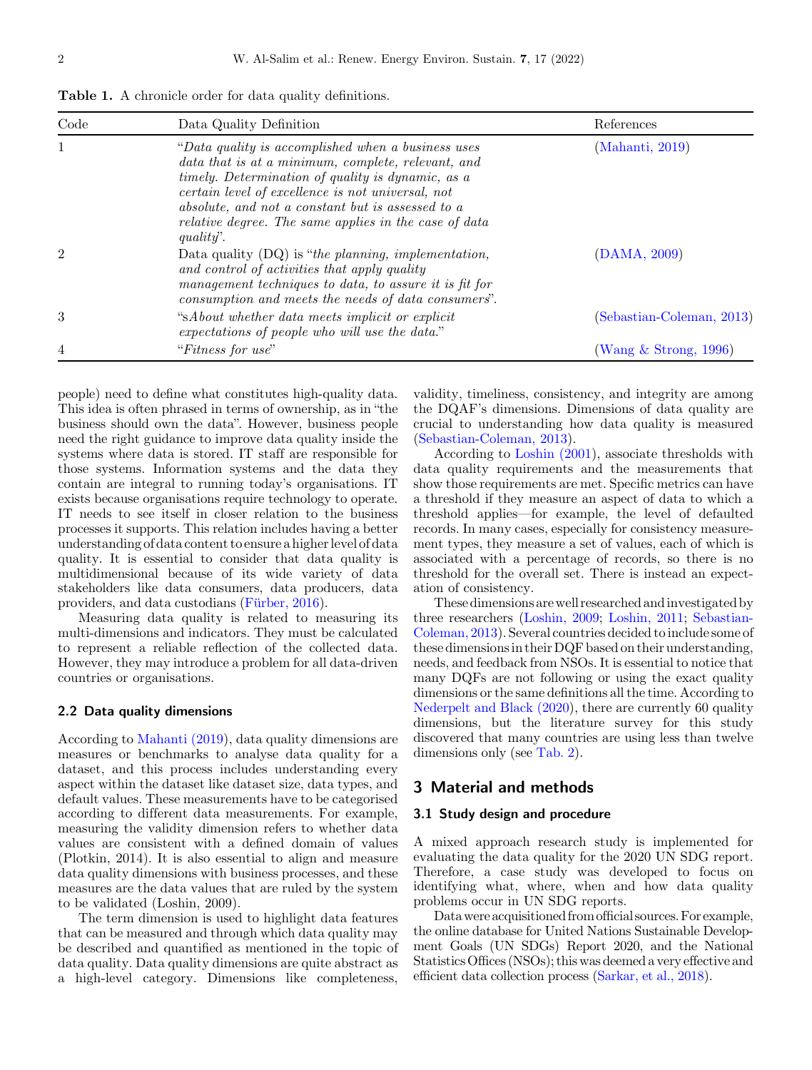**Table 1.** A chronicle order for data quality definitions.

| Code | Data Quality Definition | References |
|---|---|---|
| 1 | "*Data quality is accomplished when a business uses data that is at a minimum, complete, relevant, and timely. Determination of quality is dynamic, as a certain level of excellence is not universal, not absolute, and not a constant but is assessed to a relative degree. The same applies in the case of data quality*". | (Mahanti, 2019) |
| 2 | Data quality (DQ) is "*the planning, implementation, and control of activities that apply quality management techniques to data, to assure it is fit for consumption and meets the needs of data consumers*". | (DAMA, 2009) |
| 3 | "s*About whether data meets implicit or explicit expectations of people who will use the data.*" | (Sebastian-Coleman, 2013) |
| 4 | "*Fitness for use*" | (Wang & Strong, 1996) |

people) need to define what constitutes high-quality data. This idea is often phrased in terms of ownership, as in "the business should own the data". However, business people need the right guidance to improve data quality inside the systems where data is stored. IT staff are responsible for those systems. Information systems and the data they contain are integral to running today's organisations. IT exists because organisations require technology to operate. IT needs to see itself in closer relation to the business processes it supports. This relation includes having a better understanding of data content to ensure a higher level of data quality. It is essential to consider that data quality is multidimensional because of its wide variety of data stakeholders like data consumers, data producers, data providers, and data custodians (Fürber, 2016).

Measuring data quality is related to measuring its multi-dimensions and indicators. They must be calculated to represent a reliable reflection of the collected data. However, they may introduce a problem for all data-driven countries or organisations.

### 2.2 Data quality dimensions

According to Mahanti (2019), data quality dimensions are measures or benchmarks to analyse data quality for a dataset, and this process includes understanding every aspect within the dataset like dataset size, data types, and default values. These measurements have to be categorised according to different data measurements. For example, measuring the validity dimension refers to whether data values are consistent with a defined domain of values (Plotkin, 2014). It is also essential to align and measure data quality dimensions with business processes, and these measures are the data values that are ruled by the system to be validated (Loshin, 2009).

The term dimension is used to highlight data features that can be measured and through which data quality may be described and quantified as mentioned in the topic of data quality. Data quality dimensions are quite abstract as a high-level category. Dimensions like completeness, validity, timeliness, consistency, and integrity are among the DQAF's dimensions. Dimensions of data quality are crucial to understanding how data quality is measured (Sebastian-Coleman, 2013).

According to Loshin (2001), associate thresholds with data quality requirements and the measurements that show those requirements are met. Specific metrics can have a threshold if they measure an aspect of data to which a threshold applies—for example, the level of defaulted records. In many cases, especially for consistency measurement types, they measure a set of values, each of which is associated with a percentage of records, so there is no threshold for the overall set. There is instead an expectation of consistency.

These dimensions are well researched and investigated by three researchers (Loshin, 2009; Loshin, 2011; Sebastian-Coleman, 2013). Several countries decided to include some of these dimensions in their DQF based on their understanding, needs, and feedback from NSOs. It is essential to notice that many DQFs are not following or using the exact quality dimensions or the same definitions all the time. According to Nederpelt and Black (2020), there are currently 60 quality dimensions, but the literature survey for this study discovered that many countries are using less than twelve dimensions only (see Tab. 2).

## 3 Material and methods

### 3.1 Study design and procedure

A mixed approach research study is implemented for evaluating the data quality for the 2020 UN SDG report. Therefore, a case study was developed to focus on identifying what, where, when and how data quality problems occur in UN SDG reports.

Data were acquisitioned from official sources. For example, the online database for United Nations Sustainable Development Goals (UN SDGs) Report 2020, and the National Statistics Offices (NSOs); this was deemed a very effective and efficient data collection process (Sarkar, et al., 2018).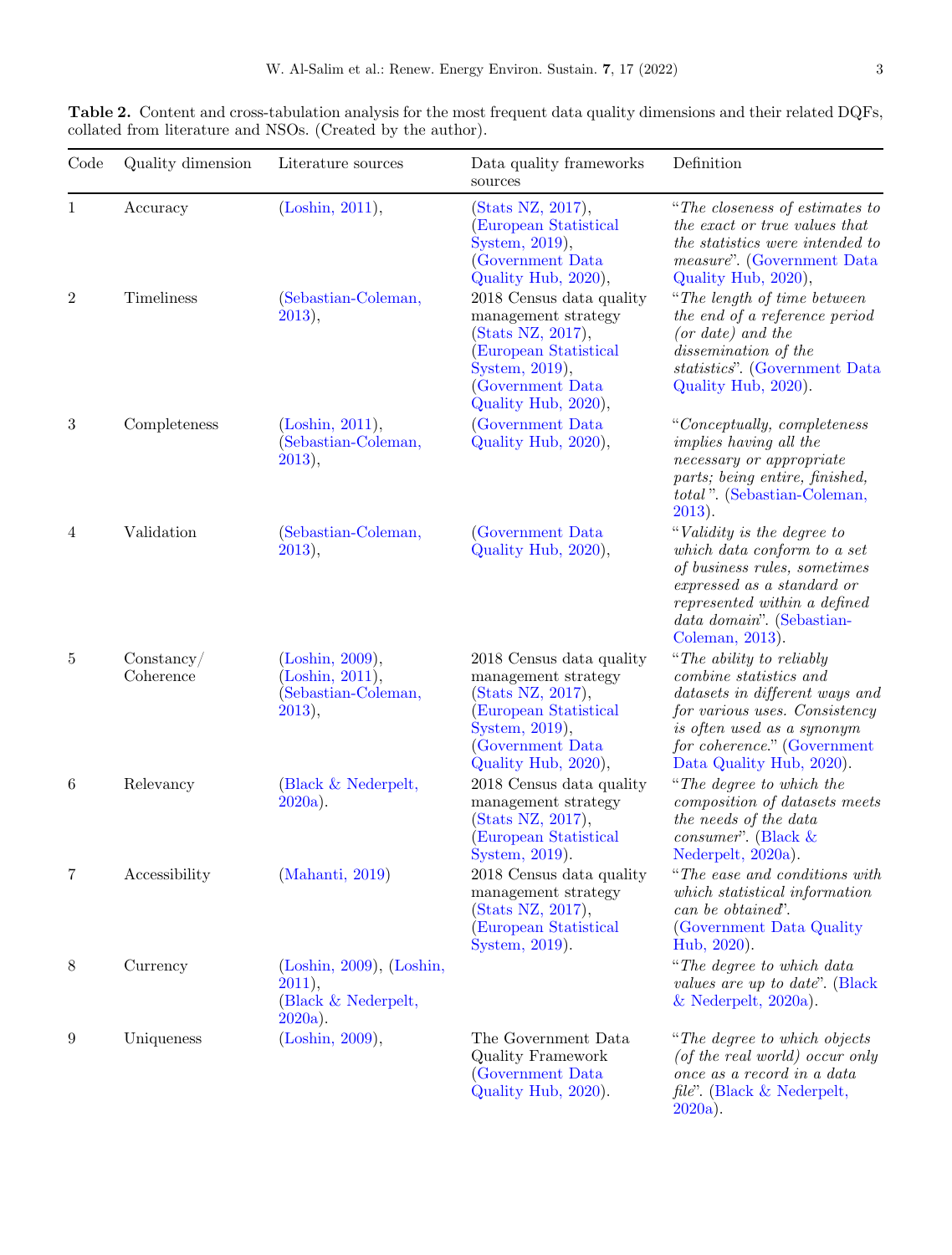**Table 2.** Content and cross-tabulation analysis for the most frequent data quality dimensions and their related DQFs, collated from literature and NSOs. (Created by the author).

| Code | Quality dimension | Literature sources | Data quality frameworks sources | Definition |
|---|---|---|---|---|
| 1 | Accuracy | (Loshin, 2011), | (Stats NZ, 2017), (European Statistical System, 2019), (Government Data Quality Hub, 2020), | "*The closeness of estimates to the exact or true values that the statistics were intended to measure*". (Government Data Quality Hub, 2020), |
| 2 | Timeliness | (Sebastian-Coleman, 2013), | 2018 Census data quality management strategy (Stats NZ, 2017), (European Statistical System, 2019), (Government Data Quality Hub, 2020), | "*The length of time between the end of a reference period (or date) and the dissemination of the statistics*". (Government Data Quality Hub, 2020). |
| 3 | Completeness | (Loshin, 2011), (Sebastian-Coleman, 2013), | (Government Data Quality Hub, 2020), | "*Conceptually, completeness implies having all the necessary or appropriate parts; being entire, finished, total*". (Sebastian-Coleman, 2013). |
| 4 | Validation | (Sebastian-Coleman, 2013), | (Government Data Quality Hub, 2020), | "*Validity is the degree to which data conform to a set of business rules, sometimes expressed as a standard or represented within a defined data domain*". (Sebastian-Coleman, 2013). |
| 5 | Constancy/ Coherence | (Loshin, 2009), (Loshin, 2011), (Sebastian-Coleman, 2013), | 2018 Census data quality management strategy (Stats NZ, 2017), (European Statistical System, 2019), (Government Data Quality Hub, 2020), | "*The ability to reliably combine statistics and datasets in different ways and for various uses. Consistency is often used as a synonym for coherence.*" (Government Data Quality Hub, 2020). |
| 6 | Relevancy | (Black & Nederpelt, 2020a). | 2018 Census data quality management strategy (Stats NZ, 2017), (European Statistical System, 2019). | "*The degree to which the composition of datasets meets the needs of the data consumer*". (Black & Nederpelt, 2020a). |
| 7 | Accessibility | (Mahanti, 2019) | 2018 Census data quality management strategy (Stats NZ, 2017), (European Statistical System, 2019). | "*The ease and conditions with which statistical information can be obtained*". (Government Data Quality Hub, 2020). |
| 8 | Currency | (Loshin, 2009), (Loshin, 2011), (Black & Nederpelt, 2020a). | | "*The degree to which data values are up to date*". (Black & Nederpelt, 2020a). |
| 9 | Uniqueness | (Loshin, 2009), | The Government Data Quality Framework (Government Data Quality Hub, 2020). | "*The degree to which objects (of the real world) occur only once as a record in a data file*". (Black & Nederpelt, 2020a). |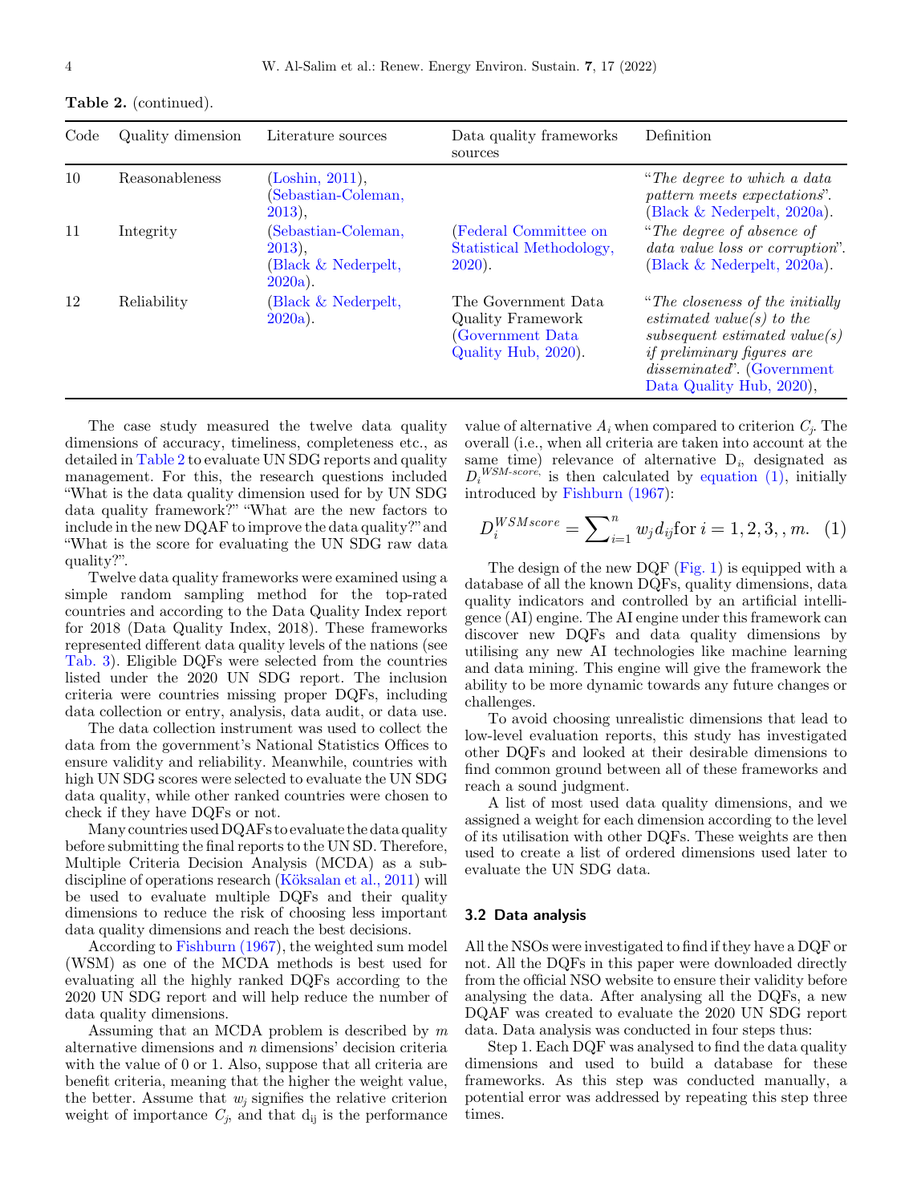**Table 2.** (continued).

| Code | Quality dimension | Literature sources | Data quality frameworks sources | Definition |
|---|---|---|---|---|
| 10 | Reasonableness | (Loshin, 2011), (Sebastian-Coleman, 2013), | | "*The degree to which a data pattern meets expectations*". (Black & Nederpelt, 2020a). |
| 11 | Integrity | (Sebastian-Coleman, 2013), (Black & Nederpelt, 2020a). | (Federal Committee on Statistical Methodology, 2020). | "*The degree of absence of data value loss or corruption*". (Black & Nederpelt, 2020a). |
| 12 | Reliability | (Black & Nederpelt, 2020a). | The Government Data Quality Framework (Government Data Quality Hub, 2020). | "*The closeness of the initially estimated value(s) to the subsequent estimated value(s) if preliminary figures are disseminated*". (Government Data Quality Hub, 2020), |

The case study measured the twelve data quality dimensions of accuracy, timeliness, completeness etc., as detailed in Table 2 to evaluate UN SDG reports and quality management. For this, the research questions included "What is the data quality dimension used for by UN SDG data quality framework?" "What are the new factors to include in the new DQAF to improve the data quality?" and "What is the score for evaluating the UN SDG raw data quality?".

Twelve data quality frameworks were examined using a simple random sampling method for the top-rated countries and according to the Data Quality Index report for 2018 (Data Quality Index, 2018). These frameworks represented different data quality levels of the nations (see Tab. 3). Eligible DQFs were selected from the countries listed under the 2020 UN SDG report. The inclusion criteria were countries missing proper DQFs, including data collection or entry, analysis, data audit, or data use.

The data collection instrument was used to collect the data from the government's National Statistics Offices to ensure validity and reliability. Meanwhile, countries with high UN SDG scores were selected to evaluate the UN SDG data quality, while other ranked countries were chosen to check if they have DQFs or not.

Many countries used DQAFs to evaluate the data quality before submitting the final reports to the UN SD. Therefore, Multiple Criteria Decision Analysis (MCDA) as a sub-discipline of operations research (Köksalan et al., 2011) will be used to evaluate multiple DQFs and their quality dimensions to reduce the risk of choosing less important data quality dimensions and reach the best decisions.

According to Fishburn (1967), the weighted sum model (WSM) as one of the MCDA methods is best used for evaluating all the highly ranked DQFs according to the 2020 UN SDG report and will help reduce the number of data quality dimensions.

Assuming that an MCDA problem is described by $m$ alternative dimensions and $n$ dimensions' decision criteria with the value of 0 or 1. Also, suppose that all criteria are benefit criteria, meaning that the higher the weight value, the better. Assume that $w_j$ signifies the relative criterion weight of importance $C_j$, and that $d_{ij}$ is the performance value of alternative $A_i$ when compared to criterion $C_j$. The overall (i.e., when all criteria are taken into account at the same time) relevance of alternative $D_i$, designated as $D_i^{WSM\text{-}score,}$ is then calculated by equation (1), initially introduced by Fishburn (1967):

$$D_i^{WSMscore} = \sum\nolimits_{i=1}^{n} w_j d_{ij} \text{for } i = 1, 2, 3, , m. \quad (1)$$

The design of the new DQF (Fig. 1) is equipped with a database of all the known DQFs, quality dimensions, data quality indicators and controlled by an artificial intelligence (AI) engine. The AI engine under this framework can discover new DQFs and data quality dimensions by utilising any new AI technologies like machine learning and data mining. This engine will give the framework the ability to be more dynamic towards any future changes or challenges.

To avoid choosing unrealistic dimensions that lead to low-level evaluation reports, this study has investigated other DQFs and looked at their desirable dimensions to find common ground between all of these frameworks and reach a sound judgment.

A list of most used data quality dimensions, and we assigned a weight for each dimension according to the level of its utilisation with other DQFs. These weights are then used to create a list of ordered dimensions used later to evaluate the UN SDG data.

### 3.2 Data analysis

All the NSOs were investigated to find if they have a DQF or not. All the DQFs in this paper were downloaded directly from the official NSO website to ensure their validity before analysing the data. After analysing all the DQFs, a new DQAF was created to evaluate the 2020 UN SDG report data. Data analysis was conducted in four steps thus:

Step 1. Each DQF was analysed to find the data quality dimensions and used to build a database for these frameworks. As this step was conducted manually, a potential error was addressed by repeating this step three times.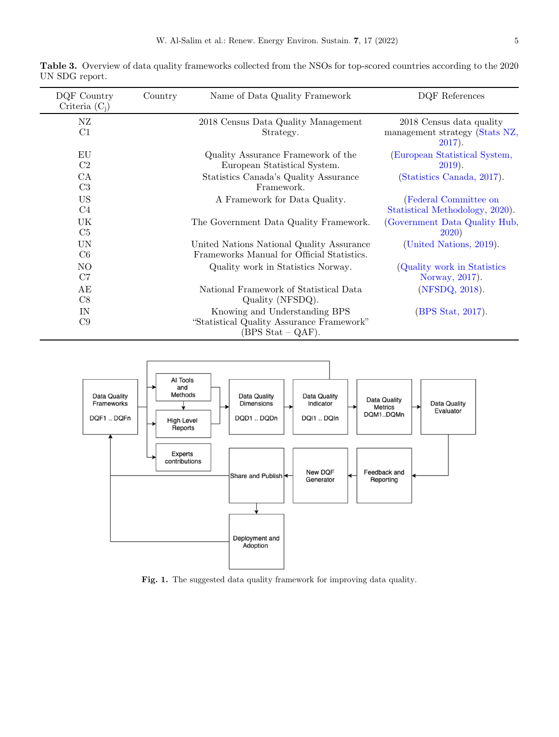**Table 3.** Overview of data quality frameworks collected from the NSOs for top-scored countries according to the 2020 UN SDG report.

| DQF Country Criteria ($C_j$) | Country | Name of Data Quality Framework | DQF References |
|---|---|---|---|
| NZ C1 | | 2018 Census Data Quality Management Strategy. | 2018 Census data quality management strategy (Stats NZ, 2017). |
| EU C2 | | Quality Assurance Framework of the European Statistical System. | (European Statistical System, 2019). |
| CA C3 | | Statistics Canada's Quality Assurance Framework. | (Statistics Canada, 2017). |
| US C4 | | A Framework for Data Quality. | (Federal Committee on Statistical Methodology, 2020). |
| UK C5 | | The Government Data Quality Framework. | (Government Data Quality Hub, 2020) |
| UN C6 | | United Nations National Quality Assurance Frameworks Manual for Official Statistics. | (United Nations, 2019). |
| NO C7 | | Quality work in Statistics Norway. | (Quality work in Statistics Norway, 2017). |
| AE C8 | | National Framework of Statistical Data Quality (NFSDQ). | (NFSDQ, 2018). |
| IN C9 | | Knowing and Understanding BPS "Statistical Quality Assurance Framework" (BPS Stat – QAF). | (BPS Stat, 2017). |

**Fig. 1.** The suggested data quality framework for improving data quality.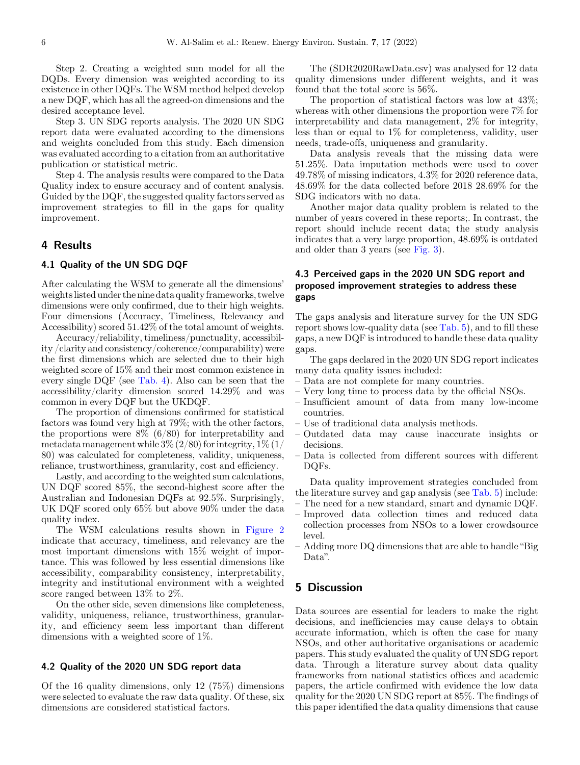Step 2. Creating a weighted sum model for all the DQDs. Every dimension was weighted according to its existence in other DQFs. The WSM method helped develop a new DQF, which has all the agreed-on dimensions and the desired acceptance level.

Step 3. UN SDG reports analysis. The 2020 UN SDG report data were evaluated according to the dimensions and weights concluded from this study. Each dimension was evaluated according to a citation from an authoritative publication or statistical metric.

Step 4. The analysis results were compared to the Data Quality index to ensure accuracy and of content analysis. Guided by the DQF, the suggested quality factors served as improvement strategies to fill in the gaps for quality improvement.

## 4 Results

### 4.1 Quality of the UN SDG DQF

After calculating the WSM to generate all the dimensions' weights listed under the nine data quality frameworks, twelve dimensions were only confirmed, due to their high weights. Four dimensions (Accuracy, Timeliness, Relevancy and Accessibility) scored 51.42% of the total amount of weights.

Accuracy/reliability, timeliness/punctuality, accessibility /clarity and consistency/coherence/comparability) were the first dimensions which are selected due to their high weighted score of 15% and their most common existence in every single DQF (see Tab. 4). Also can be seen that the accessibility/clarity dimension scored 14.29% and was common in every DQF but the UKDQF.

The proportion of dimensions confirmed for statistical factors was found very high at 79%; with the other factors, the proportions were 8% (6/80) for interpretability and metadata management while 3% (2/80) for integrity, 1% (1/80) was calculated for completeness, validity, uniqueness, reliance, trustworthiness, granularity, cost and efficiency.

Lastly, and according to the weighted sum calculations, UN DQF scored 85%, the second-highest score after the Australian and Indonesian DQFs at 92.5%. Surprisingly, UK DQF scored only 65% but above 90% under the data quality index.

The WSM calculations results shown in Figure 2 indicate that accuracy, timeliness, and relevancy are the most important dimensions with 15% weight of importance. This was followed by less essential dimensions like accessibility, comparability consistency, interpretability, integrity and institutional environment with a weighted score ranged between 13% to 2%.

On the other side, seven dimensions like completeness, validity, uniqueness, reliance, trustworthiness, granularity, and efficiency seem less important than different dimensions with a weighted score of 1%.

### 4.2 Quality of the 2020 UN SDG report data

Of the 16 quality dimensions, only 12 (75%) dimensions were selected to evaluate the raw data quality. Of these, six dimensions are considered statistical factors.

The (SDR2020RawData.csv) was analysed for 12 data quality dimensions under different weights, and it was found that the total score is 56%.

The proportion of statistical factors was low at 43%; whereas with other dimensions the proportion were 7% for interpretability and data management, 2% for integrity, less than or equal to 1% for completeness, validity, user needs, trade-offs, uniqueness and granularity.

Data analysis reveals that the missing data were 51.25%. Data imputation methods were used to cover 49.78% of missing indicators, 4.3% for 2020 reference data, 48.69% for the data collected before 2018 28.69% for the SDG indicators with no data.

Another major data quality problem is related to the number of years covered in these reports;. In contrast, the report should include recent data; the study analysis indicates that a very large proportion, 48.69% is outdated and older than 3 years (see Fig. 3).

### 4.3 Perceived gaps in the 2020 UN SDG report and proposed improvement strategies to address these gaps

The gaps analysis and literature survey for the UN SDG report shows low-quality data (see Tab. 5), and to fill these gaps, a new DQF is introduced to handle these data quality gaps.

The gaps declared in the 2020 UN SDG report indicates many data quality issues included:

- Data are not complete for many countries.
- Very long time to process data by the official NSOs.
- Insufficient amount of data from many low-income countries.
- Use of traditional data analysis methods.
- Outdated data may cause inaccurate insights or decisions.
- Data is collected from different sources with different DQFs.

Data quality improvement strategies concluded from the literature survey and gap analysis (see Tab. 5) include:

- The need for a new standard, smart and dynamic DQF.
- Improved data collection times and reduced data collection processes from NSOs to a lower crowdsource level.
- Adding more DQ dimensions that are able to handle "Big Data".

## 5 Discussion

Data sources are essential for leaders to make the right decisions, and inefficiencies may cause delays to obtain accurate information, which is often the case for many NSOs, and other authoritative organisations or academic papers. This study evaluated the quality of UN SDG report data. Through a literature survey about data quality frameworks from national statistics offices and academic papers, the article confirmed with evidence the low data quality for the 2020 UN SDG report at 85%. The findings of this paper identified the data quality dimensions that cause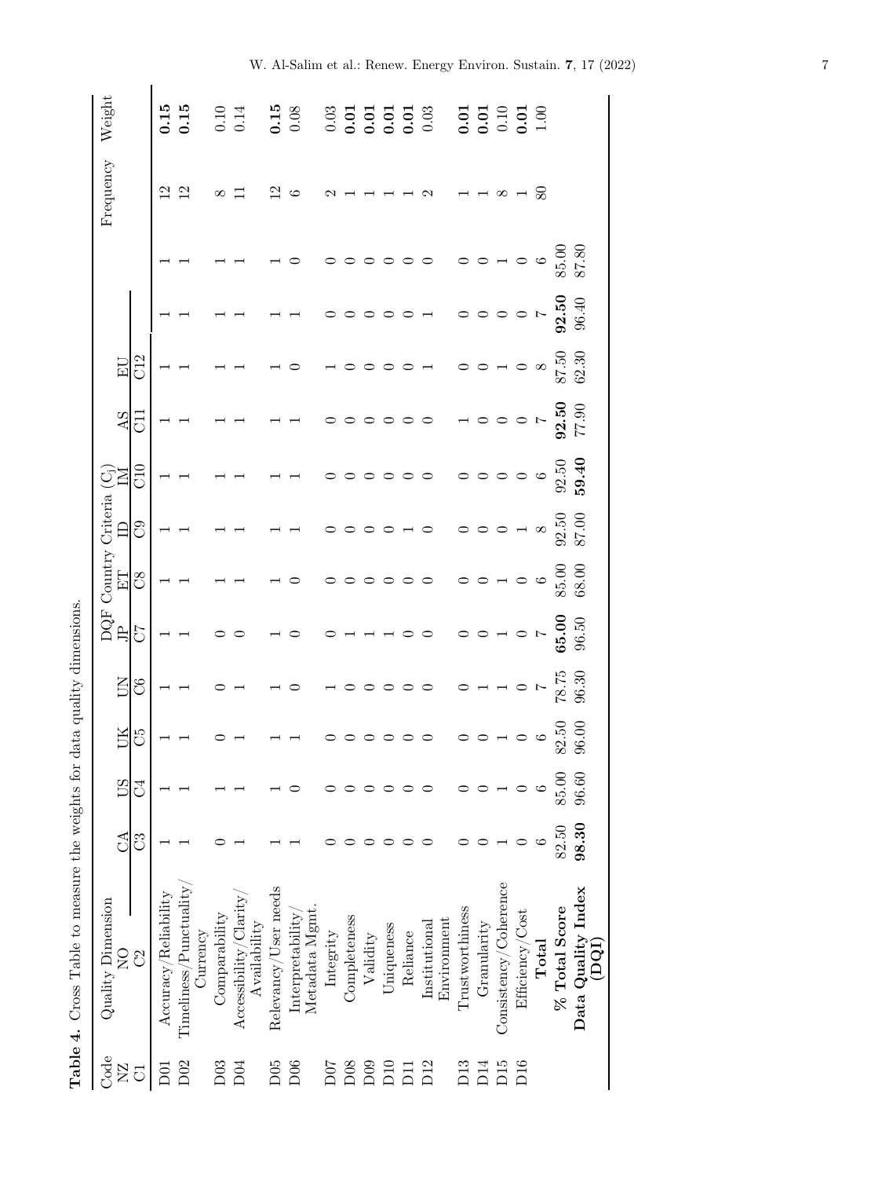**Table 4.** Cross Table to measure the weights for data quality dimensions.

| Code | Quality Dimension | DQF Country Criteria ($C_j$) | | | | | | | | | | | | Frequency | Weight |
|---|---|---|---|---|---|---|---|---|---|---|---|---|---|---|---|
| NZ | NO | CA | US | UK | UN | JP | ET | ID | IM | AS | EU | | | | |
| C1 | C2 | C3 | C4 | C5 | C6 | C7 | C8 | C9 | C10 | C11 | C12 | | | | |
| D01 | Accuracy/Reliability | 1 | 1 | 1 | 1 | 1 | 1 | 1 | 1 | 1 | 1 | 1 | 1 | 12 | **0.15** |
| D02 | Timeliness/Punctuality/Currency | 1 | 1 | 1 | 1 | 1 | 1 | 1 | 1 | 1 | 1 | 1 | 1 | 12 | **0.15** |
| D03 | Comparability | 0 | 1 | 0 | 0 | 0 | 1 | 1 | 1 | 1 | 1 | 1 | 1 | 8 | 0.10 |
| D04 | Accessibility/Clarity/Availability | 1 | 1 | 1 | 1 | 0 | 1 | 1 | 1 | 1 | 1 | 1 | 1 | 11 | 0.14 |
| D05 | Relevancy/User needs | 1 | 1 | 1 | 1 | 1 | 1 | 1 | 1 | 1 | 1 | 1 | 1 | 12 | **0.15** |
| D06 | Interpretability/Metadata Mgmt. | 1 | 0 | 1 | 0 | 0 | 0 | 1 | 1 | 1 | 0 | 1 | 0 | 6 | 0.08 |
| D07 | Integrity | 0 | 0 | 0 | 1 | 0 | 0 | 0 | 0 | 0 | 1 | 0 | 0 | 2 | 0.03 |
| D08 | Completeness | 0 | 0 | 0 | 0 | 1 | 0 | 0 | 0 | 0 | 0 | 0 | 0 | 1 | **0.01** |
| D09 | Validity | 0 | 0 | 0 | 0 | 1 | 0 | 0 | 0 | 0 | 0 | 0 | 0 | 1 | **0.01** |
| D10 | Uniqueness | 0 | 0 | 0 | 0 | 1 | 0 | 0 | 0 | 0 | 0 | 0 | 0 | 1 | **0.01** |
| D11 | Reliance | 0 | 0 | 0 | 0 | 0 | 0 | 1 | 0 | 0 | 0 | 0 | 0 | 1 | **0.01** |
| D12 | Institutional Environment | 0 | 0 | 0 | 0 | 0 | 0 | 0 | 0 | 0 | 1 | 1 | 0 | 2 | 0.03 |
| D13 | Trustworthiness | 0 | 0 | 0 | 0 | 0 | 0 | 0 | 0 | 1 | 0 | 0 | 0 | 1 | **0.01** |
| D14 | Granularity | 0 | 0 | 0 | 1 | 0 | 0 | 0 | 0 | 0 | 0 | 0 | 0 | 1 | **0.01** |
| D15 | Consistency/Coherence | 1 | 1 | 1 | 1 | 1 | 1 | 0 | 0 | 0 | 1 | 0 | 1 | 8 | 0.10 |
| D16 | Efficiency/Cost | 0 | 0 | 0 | 0 | 0 | 0 | 1 | 0 | 0 | 0 | 0 | 0 | 1 | **0.01** |
| | **Total** | 6 | 6 | 6 | 7 | 7 | 6 | 8 | 6 | 7 | 8 | 7 | 6 | 80 | 1.00 |
| | **% Total Score** | 82.50 | 85.00 | 82.50 | 78.75 | **65.00** | 85.00 | 92.50 | 92.50 | **92.50** | 87.50 | **92.50** | 85.00 | | |
| | **Data Quality Index (DQI)** | **98.30** | 96.60 | 96.00 | 96.30 | 96.50 | 68.00 | 87.00 | **59.40** | 77.90 | 62.30 | 96.40 | 87.80 | | |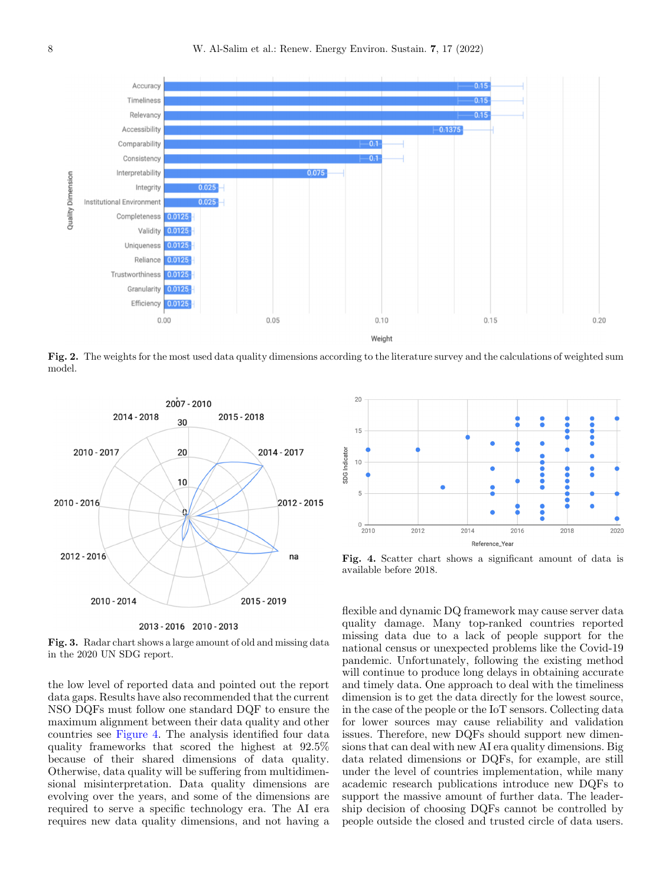Fig. 2. The weights for the most used data quality dimensions according to the literature survey and the calculations of weighted sum model.

Fig. 3. Radar chart shows a large amount of old and missing data in the 2020 UN SDG report.

Fig. 4. Scatter chart shows a significant amount of data is available before 2018.

the low level of reported data and pointed out the report data gaps. Results have also recommended that the current NSO DQFs must follow one standard DQF to ensure the maximum alignment between their data quality and other countries see Figure 4. The analysis identified four data quality frameworks that scored the highest at 92.5% because of their shared dimensions of data quality. Otherwise, data quality will be suffering from multidimensional misinterpretation. Data quality dimensions are evolving over the years, and some of the dimensions are required to serve a specific technology era. The AI era requires new data quality dimensions, and not having a flexible and dynamic DQ framework may cause server data quality damage. Many top-ranked countries reported missing data due to a lack of people support for the national census or unexpected problems like the Covid-19 pandemic. Unfortunately, following the existing method will continue to produce long delays in obtaining accurate and timely data. One approach to deal with the timeliness dimension is to get the data directly for the lowest source, in the case of the people or the IoT sensors. Collecting data for lower sources may cause reliability and validation issues. Therefore, new DQFs should support new dimensions that can deal with new AI era quality dimensions. Big data related dimensions or DQFs, for example, are still under the level of countries implementation, while many academic research publications introduce new DQFs to support the massive amount of further data. The leadership decision of choosing DQFs cannot be controlled by people outside the closed and trusted circle of data users.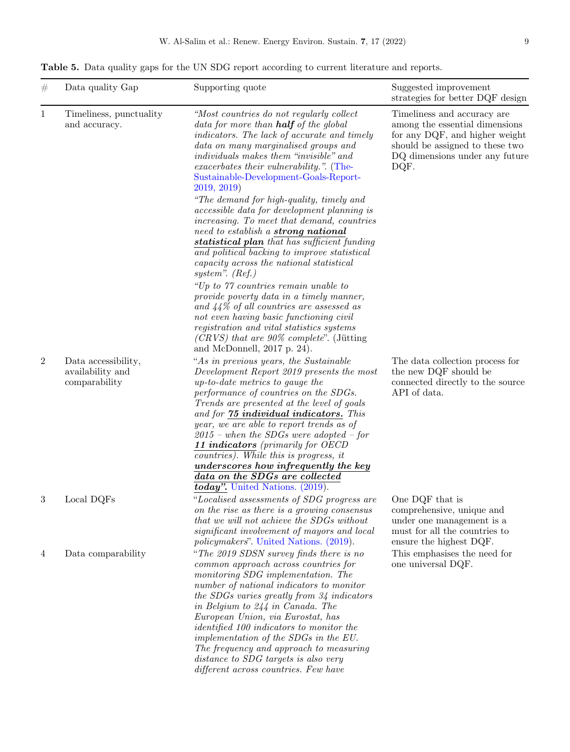**Table 5.** Data quality gaps for the UN SDG report according to current literature and reports.

| # | Data quality Gap | Supporting quote | Suggested improvement strategies for better DQF design |
|---|---|---|---|
| 1 | Timeliness, punctuality and accuracy. | *"Most countries do not regularly collect data for more than* ***half*** *of the global indicators. The lack of accurate and timely data on many marginalised groups and individuals makes them "invisible" and exacerbates their vulnerability.".* (The-Sustainable-Development-Goals-Report-2019, 2019) *"The demand for high-quality, timely and accessible data for development planning is increasing. To meet that demand, countries need to establish a* ***strong national statistical plan*** *that has sufficient funding and political backing to improve statistical capacity across the national statistical system". (Ref.)* *"Up to 77 countries remain unable to provide poverty data in a timely manner, and 44% of all countries are assessed as not even having basic functioning civil registration and vital statistics systems (CRVS) that are 90% complete".* (Jütting and McDonnell, 2017 p. 24). | Timeliness and accuracy are among the essential dimensions for any DQF, and higher weight should be assigned to these two DQ dimensions under any future DQF. |
| 2 | Data accessibility, availability and comparability | "*As in previous years, the Sustainable Development Report 2019 presents the most up-to-date metrics to gauge the performance of countries on the SDGs. Trends are presented at the level of goals and for* ***75 individual indicators.*** *This year, we are able to report trends as of 2015 – when the SDGs were adopted – for* ***11 indicators*** *(primarily for OECD countries). While this is progress, it* ***underscores how infrequently the key data on the SDGs are collected today".*** United Nations. (2019). | The data collection process for the new DQF should be connected directly to the source API of data. |
| 3 | Local DQFs | "*Localised assessments of SDG progress are on the rise as there is a growing consensus that we will not achieve the SDGs without significant involvement of mayors and local policymakers*". United Nations. (2019). | One DQF that is comprehensive, unique and under one management is a must for all the countries to ensure the highest DQF. |
| 4 | Data comparability | "*The 2019 SDSN survey finds there is no common approach across countries for monitoring SDG implementation. The number of national indicators to monitor the SDGs varies greatly from 34 indicators in Belgium to 244 in Canada. The European Union, via Eurostat, has identified 100 indicators to monitor the implementation of the SDGs in the EU. The frequency and approach to measuring distance to SDG targets is also very different across countries. Few have* | This emphasises the need for one universal DQF. |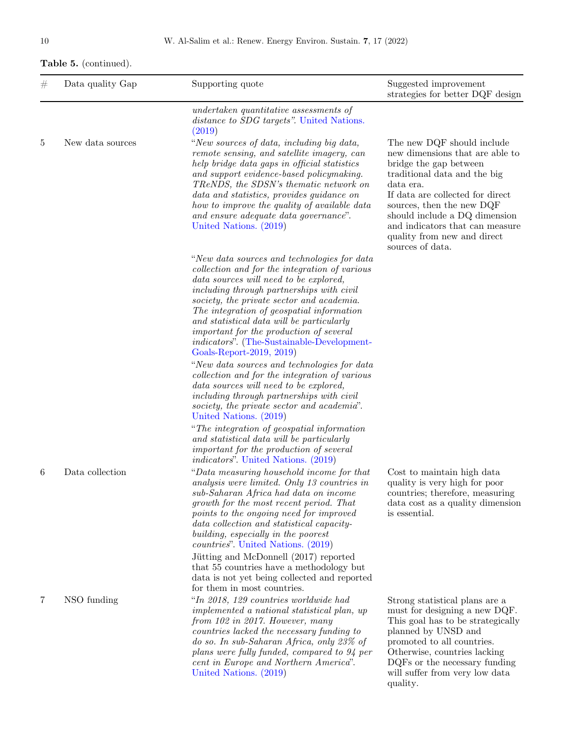**Table 5.** (continued).

| # | Data quality Gap | Supporting quote | Suggested improvement strategies for better DQF design |
|---|---|---|---|
| | | *undertaken quantitative assessments of distance to SDG targets"*. United Nations. (2019) | |
| 5 | New data sources | "*New sources of data, including big data, remote sensing, and satellite imagery, can help bridge data gaps in official statistics and support evidence-based policymaking. TReNDS, the SDSN's thematic network on data and statistics, provides guidance on how to improve the quality of available data and ensure adequate data governance*". United Nations. (2019) | The new DQF should include new dimensions that are able to bridge the gap between traditional data and the big data era. If data are collected for direct sources, then the new DQF should include a DQ dimension and indicators that can measure quality from new and direct sources of data. |
| | | "*New data sources and technologies for data collection and for the integration of various data sources will need to be explored, including through partnerships with civil society, the private sector and academia. The integration of geospatial information and statistical data will be particularly important for the production of several indicators*". (The-Sustainable-Development-Goals-Report-2019, 2019) | |
| | | "*New data sources and technologies for data collection and for the integration of various data sources will need to be explored, including through partnerships with civil society, the private sector and academia*". United Nations. (2019) | |
| | | "*The integration of geospatial information and statistical data will be particularly important for the production of several indicators*". United Nations. (2019) | |
| 6 | Data collection | "*Data measuring household income for that analysis were limited. Only 13 countries in sub-Saharan Africa had data on income growth for the most recent period. That points to the ongoing need for improved data collection and statistical capacity-building, especially in the poorest countries*". United Nations. (2019) | Cost to maintain high data quality is very high for poor countries; therefore, measuring data cost as a quality dimension is essential. |
| | | Jütting and McDonnell (2017) reported that 55 countries have a methodology but data is not yet being collected and reported for them in most countries. | |
| 7 | NSO funding | "*In 2018, 129 countries worldwide had implemented a national statistical plan, up from 102 in 2017. However, many countries lacked the necessary funding to do so. In sub-Saharan Africa, only 23% of plans were fully funded, compared to 94 per cent in Europe and Northern America*". United Nations. (2019) | Strong statistical plans are a must for designing a new DQF. This goal has to be strategically planned by UNSD and promoted to all countries. Otherwise, countries lacking DQFs or the necessary funding will suffer from very low data quality. |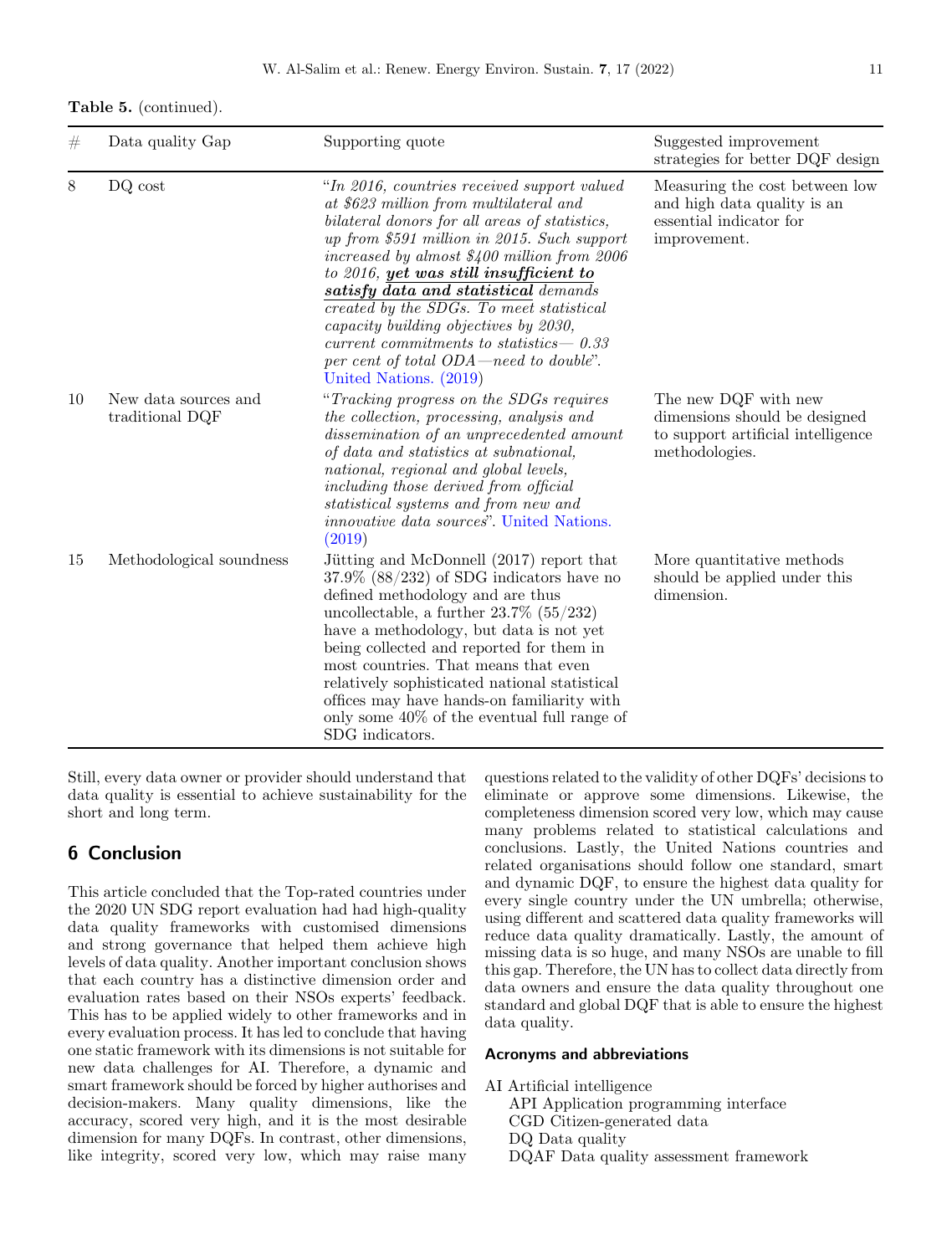**Table 5.** (continued).

| # | Data quality Gap | Supporting quote | Suggested improvement strategies for better DQF design |
|---|---|---|---|
| 8 | DQ cost | "*In 2016, countries received support valued at $623 million from multilateral and bilateral donors for all areas of statistics, up from $591 million in 2015. Such support increased by almost $400 million from 2006 to 2016, **yet was still insufficient to satisfy data and statistical** demands created by the SDGs. To meet statistical capacity building objectives by 2030, current commitments to statistics— 0.33 per cent of total ODA—need to double*". United Nations. (2019) | Measuring the cost between low and high data quality is an essential indicator for improvement. |
| 10 | New data sources and traditional DQF | "*Tracking progress on the SDGs requires the collection, processing, analysis and dissemination of an unprecedented amount of data and statistics at subnational, national, regional and global levels, including those derived from official statistical systems and from new and innovative data sources*". United Nations. (2019) | The new DQF with new dimensions should be designed to support artificial intelligence methodologies. |
| 15 | Methodological soundness | Jütting and McDonnell (2017) report that 37.9% (88/232) of SDG indicators have no defined methodology and are thus uncollectable, a further 23.7% (55/232) have a methodology, but data is not yet being collected and reported for them in most countries. That means that even relatively sophisticated national statistical offices may have hands-on familiarity with only some 40% of the eventual full range of SDG indicators. | More quantitative methods should be applied under this dimension. |

Still, every data owner or provider should understand that data quality is essential to achieve sustainability for the short and long term.

## 6 Conclusion

This article concluded that the Top-rated countries under the 2020 UN SDG report evaluation had had high-quality data quality frameworks with customised dimensions and strong governance that helped them achieve high levels of data quality. Another important conclusion shows that each country has a distinctive dimension order and evaluation rates based on their NSOs experts' feedback. This has to be applied widely to other frameworks and in every evaluation process. It has led to conclude that having one static framework with its dimensions is not suitable for new data challenges for AI. Therefore, a dynamic and smart framework should be forced by higher authorises and decision-makers. Many quality dimensions, like the accuracy, scored very high, and it is the most desirable dimension for many DQFs. In contrast, other dimensions, like integrity, scored very low, which may raise many questions related to the validity of other DQFs' decisions to eliminate or approve some dimensions. Likewise, the completeness dimension scored very low, which may cause many problems related to statistical calculations and conclusions. Lastly, the United Nations countries and related organisations should follow one standard, smart and dynamic DQF, to ensure the highest data quality for every single country under the UN umbrella; otherwise, using different and scattered data quality frameworks will reduce data quality dramatically. Lastly, the amount of missing data is so huge, and many NSOs are unable to fill this gap. Therefore, the UN has to collect data directly from data owners and ensure the data quality throughout one standard and global DQF that is able to ensure the highest data quality.

### Acronyms and abbreviations

AI Artificial intelligence
API Application programming interface
CGD Citizen-generated data
DQ Data quality
DQAF Data quality assessment framework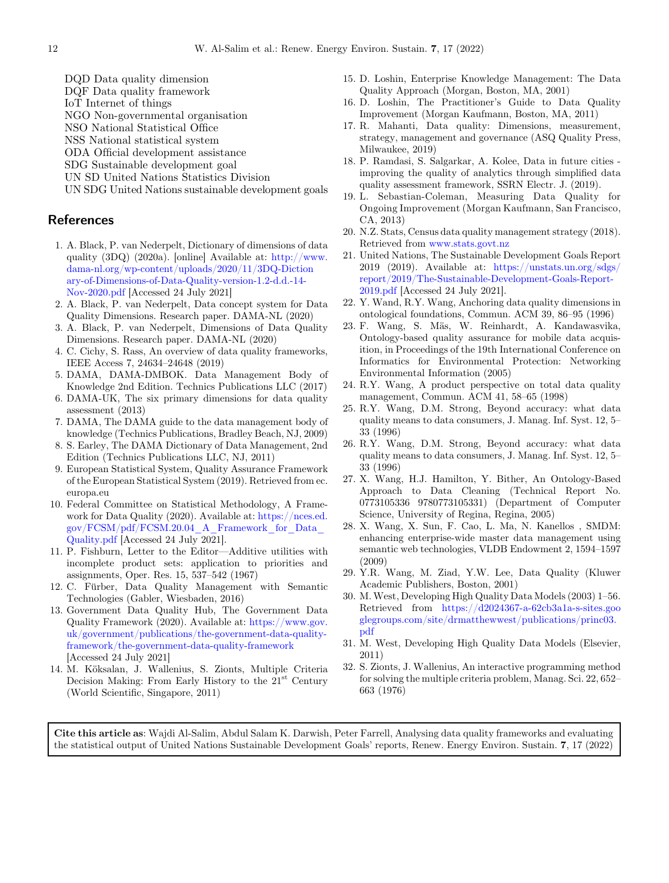DQD Data quality dimension
DQF Data quality framework
IoT Internet of things
NGO Non-governmental organisation
NSO National Statistical Office
NSS National statistical system
ODA Official development assistance
SDG Sustainable development goal
UN SD United Nations Statistics Division
UN SDG United Nations sustainable development goals

## References

1. A. Black, P. van Nederpelt, Dictionary of dimensions of data quality (3DQ) (2020a). [online] Available at: http://www.dama-nl.org/wp-content/uploads/2020/11/3DQ-Dictionary-of-Dimensions-of-Data-Quality-version-1.2-d.d.-14-Nov-2020.pdf [Accessed 24 July 2021]
2. A. Black, P. van Nederpelt, Data concept system for Data Quality Dimensions. Research paper. DAMA-NL (2020)
3. A. Black, P. van Nederpelt, Dimensions of Data Quality Dimensions. Research paper. DAMA-NL (2020)
4. C. Cichy, S. Rass, An overview of data quality frameworks, IEEE Access 7, 24634–24648 (2019)
5. DAMA, DAMA-DMBOK. Data Management Body of Knowledge 2nd Edition. Technics Publications LLC (2017)
6. DAMA-UK, The six primary dimensions for data quality assessment (2013)
7. DAMA, The DAMA guide to the data management body of knowledge (Technics Publications, Bradley Beach, NJ, 2009)
8. S. Earley, The DAMA Dictionary of Data Management, 2nd Edition (Technics Publications LLC, NJ, 2011)
9. European Statistical System, Quality Assurance Framework of the European Statistical System (2019). Retrieved from ec.europa.eu
10. Federal Committee on Statistical Methodology, A Framework for Data Quality (2020). Available at: https://nces.ed.gov/FCSM/pdf/FCSM.20.04_A_Framework_for_Data_Quality.pdf [Accessed 24 July 2021].
11. P. Fishburn, Letter to the Editor—Additive utilities with incomplete product sets: application to priorities and assignments, Oper. Res. 15, 537–542 (1967)
12. C. Fürber, Data Quality Management with Semantic Technologies (Gabler, Wiesbaden, 2016)
13. Government Data Quality Hub, The Government Data Quality Framework (2020). Available at: https://www.gov.uk/government/publications/the-government-data-quality-framework/the-government-data-quality-framework [Accessed 24 July 2021]
14. M. Köksalan, J. Wallenius, S. Zionts, Multiple Criteria Decision Making: From Early History to the 21st Century (World Scientific, Singapore, 2011)
15. D. Loshin, Enterprise Knowledge Management: The Data Quality Approach (Morgan, Boston, MA, 2001)
16. D. Loshin, The Practitioner's Guide to Data Quality Improvement (Morgan Kaufmann, Boston, MA, 2011)
17. R. Mahanti, Data quality: Dimensions, measurement, strategy, management and governance (ASQ Quality Press, Milwaukee, 2019)
18. P. Ramdasi, S. Salgarkar, A. Kolee, Data in future cities - improving the quality of analytics through simplified data quality assessment framework, SSRN Electr. J. (2019).
19. L. Sebastian-Coleman, Measuring Data Quality for Ongoing Improvement (Morgan Kaufmann, San Francisco, CA, 2013)
20. N.Z. Stats, Census data quality management strategy (2018). Retrieved from www.stats.govt.nz
21. United Nations, The Sustainable Development Goals Report 2019 (2019). Available at: https://unstats.un.org/sdgs/report/2019/The-Sustainable-Development-Goals-Report-2019.pdf [Accessed 24 July 2021].
22. Y. Wand, R.Y. Wang, Anchoring data quality dimensions in ontological foundations, Commun. ACM 39, 86–95 (1996)
23. F. Wang, S. Mäs, W. Reinhardt, A. Kandawasvika, Ontology-based quality assurance for mobile data acquisition, in Proceedings of the 19th International Conference on Informatics for Environmental Protection: Networking Environmental Information (2005)
24. R.Y. Wang, A product perspective on total data quality management, Commun. ACM 41, 58–65 (1998)
25. R.Y. Wang, D.M. Strong, Beyond accuracy: what data quality means to data consumers, J. Manag. Inf. Syst. 12, 5–33 (1996)
26. R.Y. Wang, D.M. Strong, Beyond accuracy: what data quality means to data consumers, J. Manag. Inf. Syst. 12, 5–33 (1996)
27. X. Wang, H.J. Hamilton, Y. Bither, An Ontology-Based Approach to Data Cleaning (Technical Report No. 0773105336 9780773105331) (Department of Computer Science, University of Regina, Regina, 2005)
28. X. Wang, X. Sun, F. Cao, L. Ma, N. Kanellos , SMDM: enhancing enterprise-wide master data management using semantic web technologies, VLDB Endowment 2, 1594–1597 (2009)
29. Y.R. Wang, M. Ziad, Y.W. Lee, Data Quality (Kluwer Academic Publishers, Boston, 2001)
30. M. West, Developing High Quality Data Models (2003) 1–56. Retrieved from https://d2024367-a-62cb3a1a-s-sites.googlegroups.com/site/drmatthewwest/publications/princ03.pdf
31. M. West, Developing High Quality Data Models (Elsevier, 2011)
32. S. Zionts, J. Wallenius, An interactive programming method for solving the multiple criteria problem, Manag. Sci. 22, 652–663 (1976)

**Cite this article as**: Wajdi Al-Salim, Abdul Salam K. Darwish, Peter Farrell, Analysing data quality frameworks and evaluating the statistical output of United Nations Sustainable Development Goals' reports, Renew. Energy Environ. Sustain. **7**, 17 (2022)